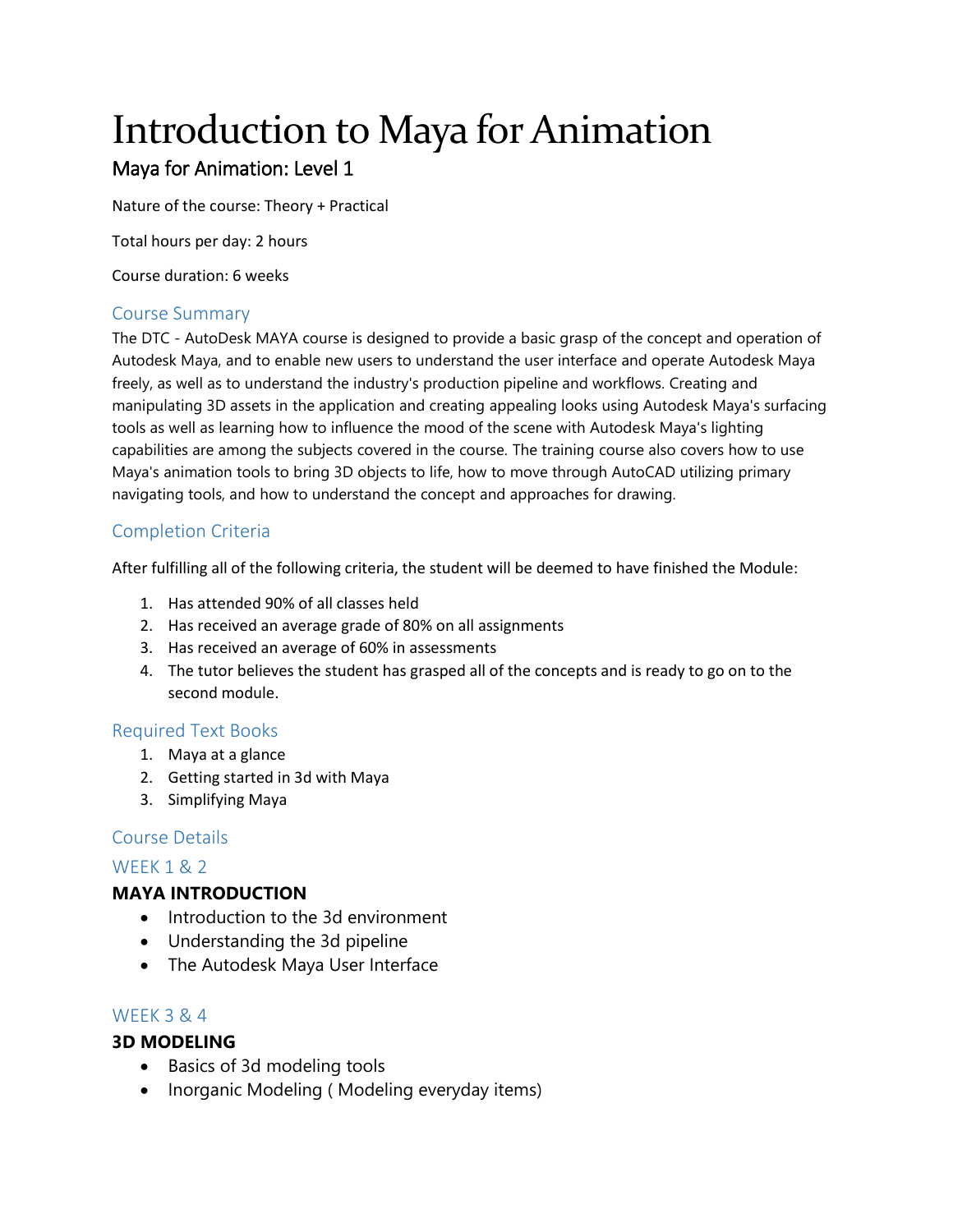# Introduction to Maya for Animation

## Maya for Animation: Level 1

Nature of the course: Theory + Practical

Total hours per day: 2 hours

Course duration: 6 weeks

### Course Summary

The DTC - AutoDesk MAYA course is designed to provide a basic grasp of the concept and operation of Autodesk Maya, and to enable new users to understand the user interface and operate Autodesk Maya freely, as well as to understand the industry's production pipeline and workflows. Creating and manipulating 3D assets in the application and creating appealing looks using Autodesk Maya's surfacing tools as well as learning how to influence the mood of the scene with Autodesk Maya's lighting capabilities are among the subjects covered in the course. The training course also covers how to use Maya's animation tools to bring 3D objects to life, how to move through AutoCAD utilizing primary navigating tools, and how to understand the concept and approaches for drawing.

### Completion Criteria

After fulfilling all of the following criteria, the student will be deemed to have finished the Module:

1. Has attended 90% of all classes held
2. Has received an average grade of 80% on all assignments
3. Has received an average of 60% in assessments
4. The tutor believes the student has grasped all of the concepts and is ready to go on to the second module.

### Required Text Books

1. Maya at a glance
2. Getting started in 3d with Maya
3. Simplifying Maya

### Course Details

### WEEK 1 & 2

**MAYA INTRODUCTION**

- Introduction to the 3d environment
- Understanding the 3d pipeline
- The Autodesk Maya User Interface

### WEEK 3 & 4

**3D MODELING**

- Basics of 3d modeling tools
- Inorganic Modeling ( Modeling everyday items)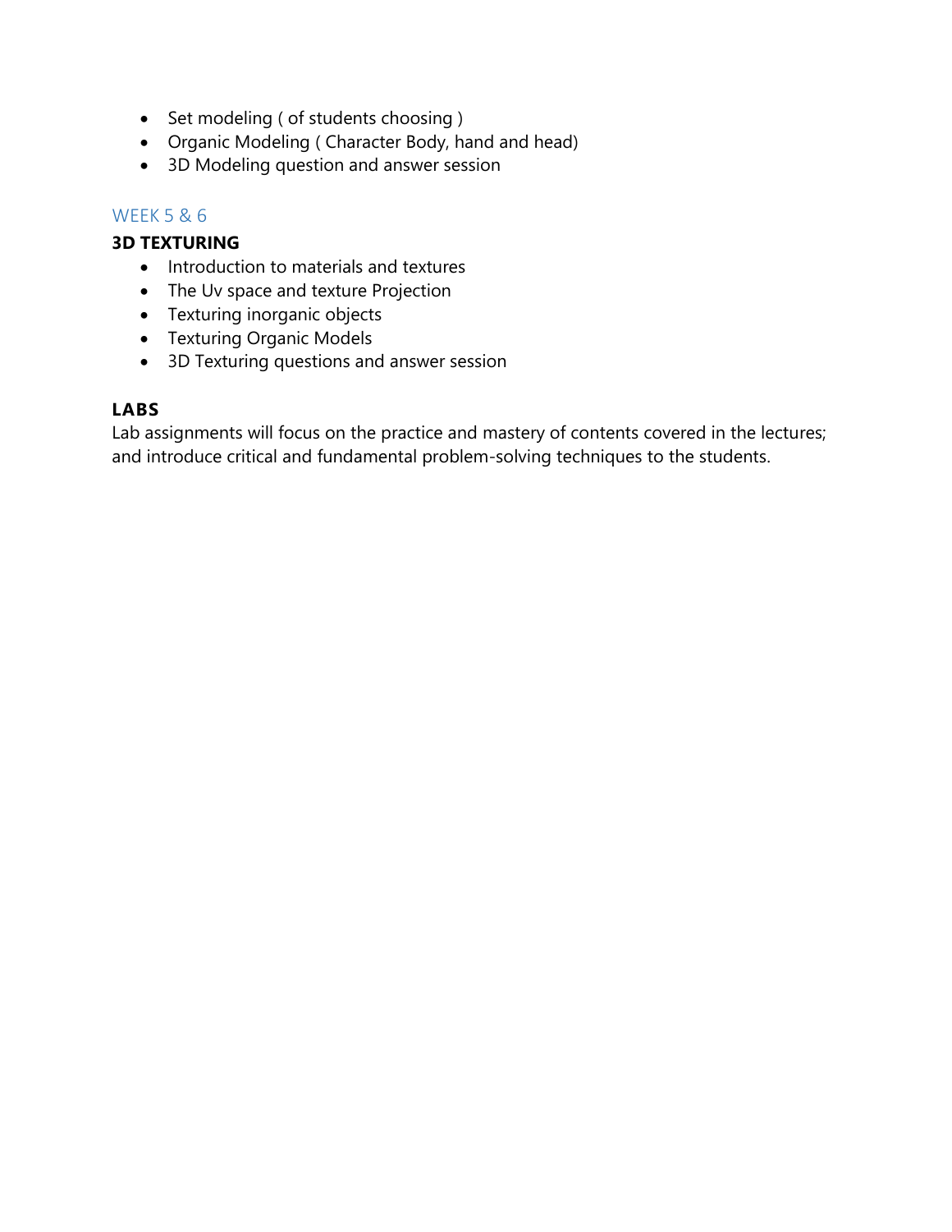- Set modeling ( of students choosing )
- Organic Modeling ( Character Body, hand and head)
- 3D Modeling question and answer session

## WEEK 5 & 6

**3D TEXTURING**

- Introduction to materials and textures
- The Uv space and texture Projection
- Texturing inorganic objects
- Texturing Organic Models
- 3D Texturing questions and answer session

### LABS

Lab assignments will focus on the practice and mastery of contents covered in the lectures; and introduce critical and fundamental problem-solving techniques to the students.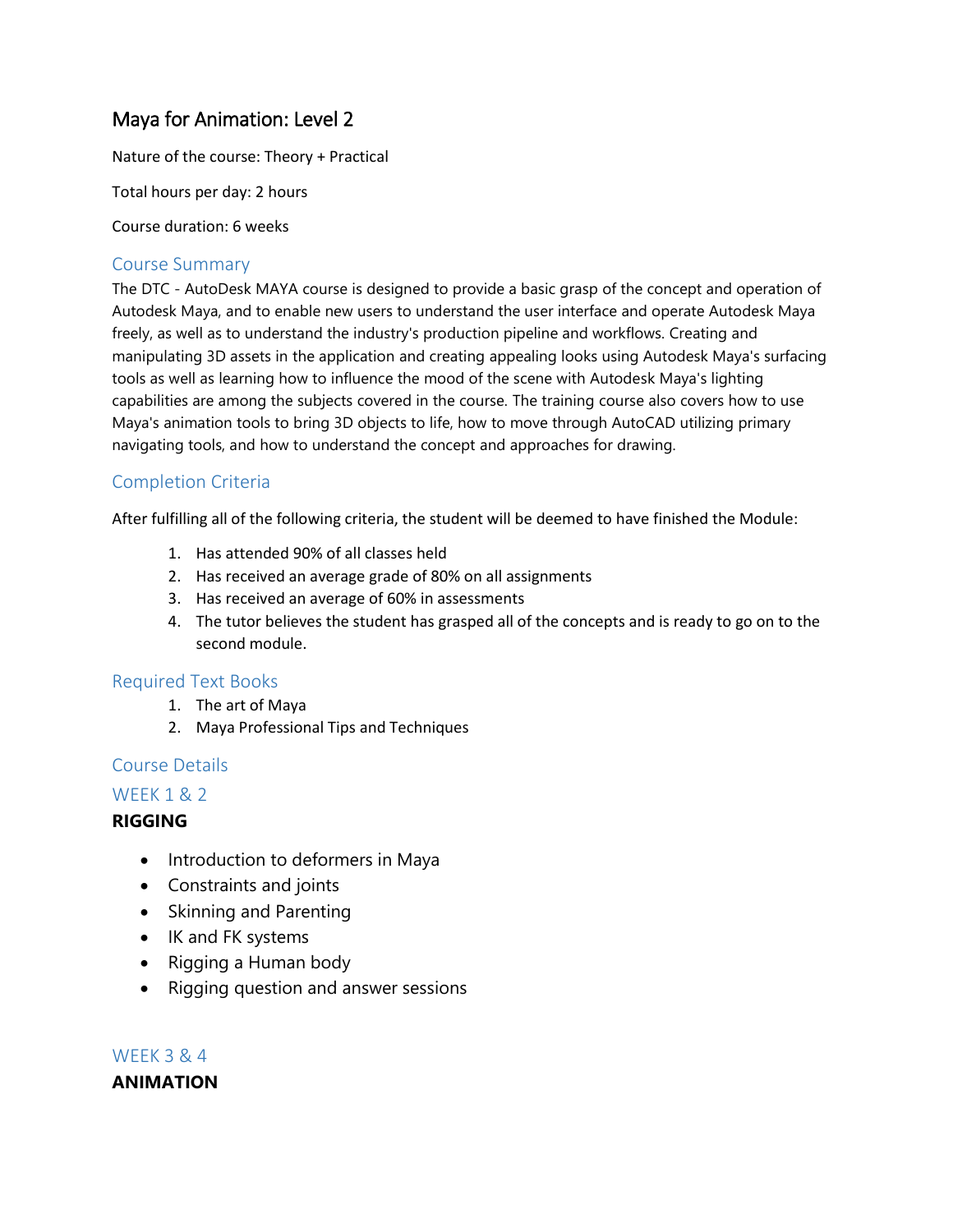# Maya for Animation: Level 2

Nature of the course: Theory + Practical

Total hours per day: 2 hours

Course duration: 6 weeks

## Course Summary

The DTC - AutoDesk MAYA course is designed to provide a basic grasp of the concept and operation of Autodesk Maya, and to enable new users to understand the user interface and operate Autodesk Maya freely, as well as to understand the industry's production pipeline and workflows. Creating and manipulating 3D assets in the application and creating appealing looks using Autodesk Maya's surfacing tools as well as learning how to influence the mood of the scene with Autodesk Maya's lighting capabilities are among the subjects covered in the course. The training course also covers how to use Maya's animation tools to bring 3D objects to life, how to move through AutoCAD utilizing primary navigating tools, and how to understand the concept and approaches for drawing.

## Completion Criteria

After fulfilling all of the following criteria, the student will be deemed to have finished the Module:

1. Has attended 90% of all classes held
2. Has received an average grade of 80% on all assignments
3. Has received an average of 60% in assessments
4. The tutor believes the student has grasped all of the concepts and is ready to go on to the second module.

## Required Text Books

1. The art of Maya
2. Maya Professional Tips and Techniques

## Course Details

### WEEK 1 & 2

**RIGGING**

- Introduction to deformers in Maya
- Constraints and joints
- Skinning and Parenting
- IK and FK systems
- Rigging a Human body
- Rigging question and answer sessions

### WEEK 3 & 4

**ANIMATION**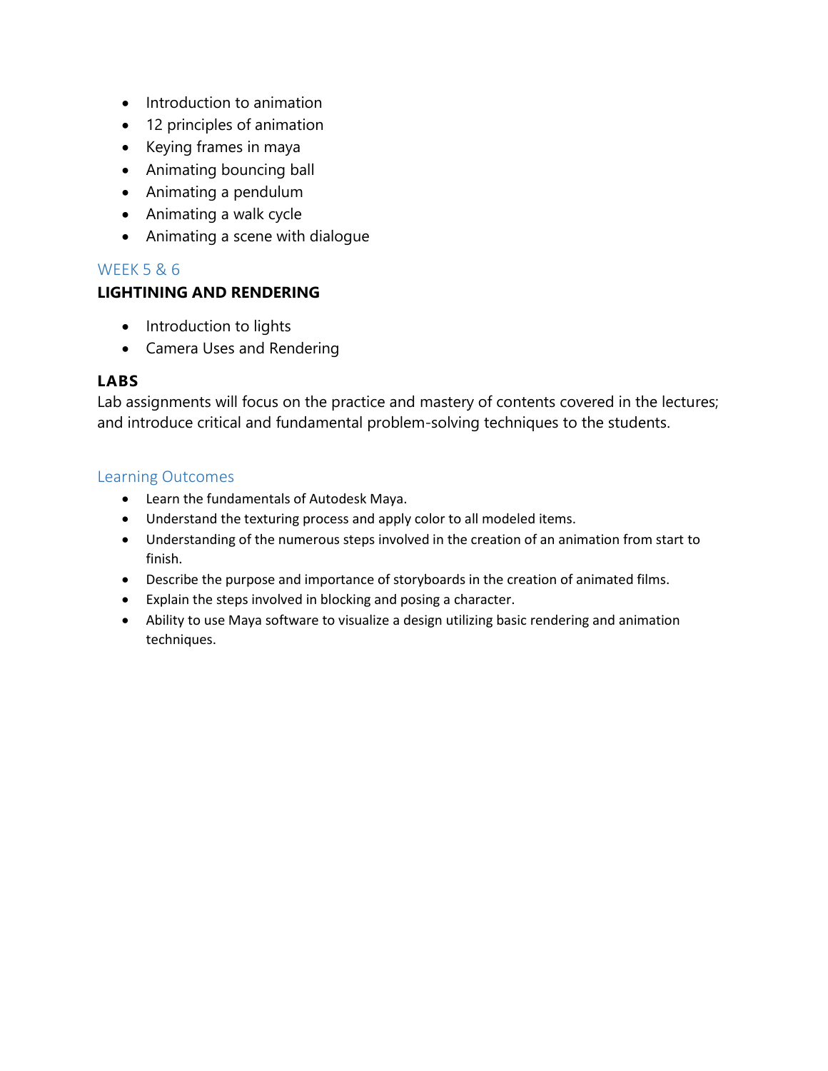- Introduction to animation
- 12 principles of animation
- Keying frames in maya
- Animating bouncing ball
- Animating a pendulum
- Animating a walk cycle
- Animating a scene with dialogue

### WEEK 5 & 6

**LIGHTINING AND RENDERING**

- Introduction to lights
- Camera Uses and Rendering

**LABS**

Lab assignments will focus on the practice and mastery of contents covered in the lectures; and introduce critical and fundamental problem-solving techniques to the students.

### Learning Outcomes

- Learn the fundamentals of Autodesk Maya.
- Understand the texturing process and apply color to all modeled items.
- Understanding of the numerous steps involved in the creation of an animation from start to finish.
- Describe the purpose and importance of storyboards in the creation of animated films.
- Explain the steps involved in blocking and posing a character.
- Ability to use Maya software to visualize a design utilizing basic rendering and animation techniques.